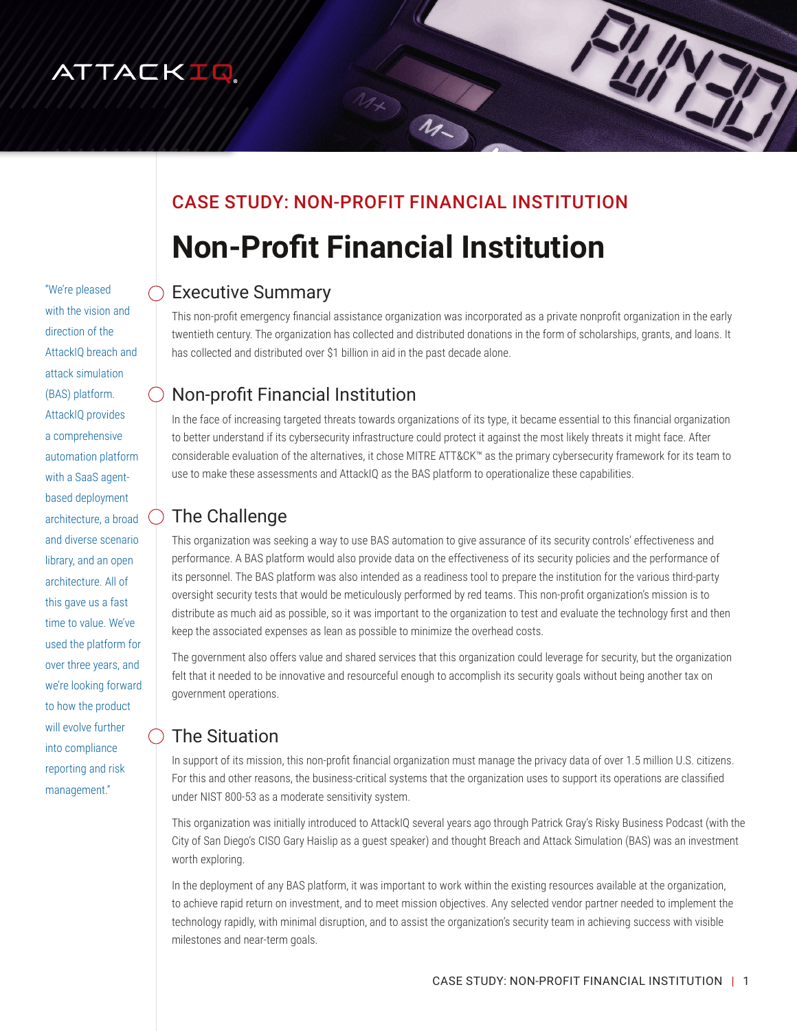CASE STUDY: NON-PROFIT FINANCIAL INSTITUTION

# Non-Profit Financial Institution

"We're pleased with the vision and direction of the AttackIQ breach and attack simulation (BAS) platform. AttackIQ provides a comprehensive automation platform with a SaaS agent-based deployment architecture, a broad and diverse scenario library, and an open architecture. All of this gave us a fast time to value. We've used the platform for over three years, and we're looking forward to how the product will evolve further into compliance reporting and risk management."

## Executive Summary

This non-profit emergency financial assistance organization was incorporated as a private nonprofit organization in the early twentieth century. The organization has collected and distributed donations in the form of scholarships, grants, and loans. It has collected and distributed over $1 billion in aid in the past decade alone.

## Non-profit Financial Institution

In the face of increasing targeted threats towards organizations of its type, it became essential to this financial organization to better understand if its cybersecurity infrastructure could protect it against the most likely threats it might face. After considerable evaluation of the alternatives, it chose MITRE ATT&CK™ as the primary cybersecurity framework for its team to use to make these assessments and AttackIQ as the BAS platform to operationalize these capabilities.

## The Challenge

This organization was seeking a way to use BAS automation to give assurance of its security controls' effectiveness and performance. A BAS platform would also provide data on the effectiveness of its security policies and the performance of its personnel. The BAS platform was also intended as a readiness tool to prepare the institution for the various third-party oversight security tests that would be meticulously performed by red teams. This non-profit organization's mission is to distribute as much aid as possible, so it was important to the organization to test and evaluate the technology first and then keep the associated expenses as lean as possible to minimize the overhead costs.

The government also offers value and shared services that this organization could leverage for security, but the organization felt that it needed to be innovative and resourceful enough to accomplish its security goals without being another tax on government operations.

## The Situation

In support of its mission, this non-profit financial organization must manage the privacy data of over 1.5 million U.S. citizens. For this and other reasons, the business-critical systems that the organization uses to support its operations are classified under NIST 800-53 as a moderate sensitivity system.

This organization was initially introduced to AttackIQ several years ago through Patrick Gray's Risky Business Podcast (with the City of San Diego's CISO Gary Haislip as a guest speaker) and thought Breach and Attack Simulation (BAS) was an investment worth exploring.

In the deployment of any BAS platform, it was important to work within the existing resources available at the organization, to achieve rapid return on investment, and to meet mission objectives. Any selected vendor partner needed to implement the technology rapidly, with minimal disruption, and to assist the organization's security team in achieving success with visible milestones and near-term goals.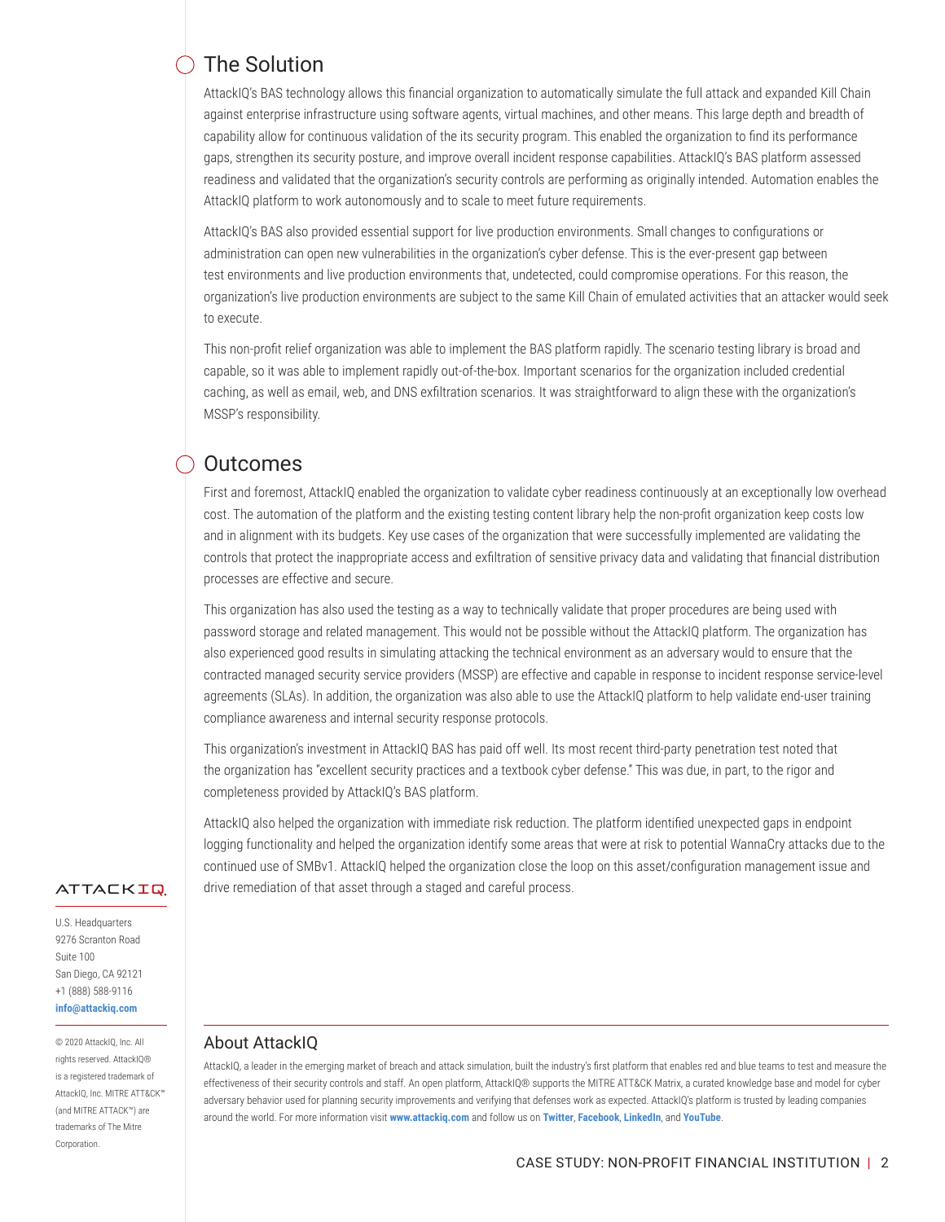## The Solution

AttackIQ's BAS technology allows this financial organization to automatically simulate the full attack and expanded Kill Chain against enterprise infrastructure using software agents, virtual machines, and other means. This large depth and breadth of capability allow for continuous validation of the its security program. This enabled the organization to find its performance gaps, strengthen its security posture, and improve overall incident response capabilities. AttackIQ's BAS platform assessed readiness and validated that the organization's security controls are performing as originally intended. Automation enables the AttackIQ platform to work autonomously and to scale to meet future requirements.

AttackIQ's BAS also provided essential support for live production environments. Small changes to configurations or administration can open new vulnerabilities in the organization's cyber defense. This is the ever-present gap between test environments and live production environments that, undetected, could compromise operations. For this reason, the organization's live production environments are subject to the same Kill Chain of emulated activities that an attacker would seek to execute.

This non-profit relief organization was able to implement the BAS platform rapidly. The scenario testing library is broad and capable, so it was able to implement rapidly out-of-the-box. Important scenarios for the organization included credential caching, as well as email, web, and DNS exfiltration scenarios. It was straightforward to align these with the organization's MSSP's responsibility.

## Outcomes

First and foremost, AttackIQ enabled the organization to validate cyber readiness continuously at an exceptionally low overhead cost. The automation of the platform and the existing testing content library help the non-profit organization keep costs low and in alignment with its budgets. Key use cases of the organization that were successfully implemented are validating the controls that protect the inappropriate access and exfiltration of sensitive privacy data and validating that financial distribution processes are effective and secure.

This organization has also used the testing as a way to technically validate that proper procedures are being used with password storage and related management. This would not be possible without the AttackIQ platform. The organization has also experienced good results in simulating attacking the technical environment as an adversary would to ensure that the contracted managed security service providers (MSSP) are effective and capable in response to incident response service-level agreements (SLAs). In addition, the organization was also able to use the AttackIQ platform to help validate end-user training compliance awareness and internal security response protocols.

This organization's investment in AttackIQ BAS has paid off well. Its most recent third-party penetration test noted that the organization has "excellent security practices and a textbook cyber defense." This was due, in part, to the rigor and completeness provided by AttackIQ's BAS platform.

AttackIQ also helped the organization with immediate risk reduction. The platform identified unexpected gaps in endpoint logging functionality and helped the organization identify some areas that were at risk to potential WannaCry attacks due to the continued use of SMBv1. AttackIQ helped the organization close the loop on this asset/configuration management issue and drive remediation of that asset through a staged and careful process.

ATTACKIQ

U.S. Headquarters
9276 Scranton Road
Suite 100
San Diego, CA 92121
+1 (888) 588-9116
**info@attackiq.com**

© 2020 AttackIQ, Inc. All rights reserved. AttackIQ® is a registered trademark of AttackIQ, Inc. MITRE ATT&CK™ (and MITRE ATTACK™) are trademarks of The Mitre Corporation.

## About AttackIQ

AttackIQ, a leader in the emerging market of breach and attack simulation, built the industry's first platform that enables red and blue teams to test and measure the effectiveness of their security controls and staff. An open platform, AttackIQ® supports the MITRE ATT&CK Matrix, a curated knowledge base and model for cyber adversary behavior used for planning security improvements and verifying that defenses work as expected. AttackIQ's platform is trusted by leading companies around the world. For more information visit **www.attackiq.com** and follow us on **Twitter**, **Facebook**, **LinkedIn**, and **YouTube**.